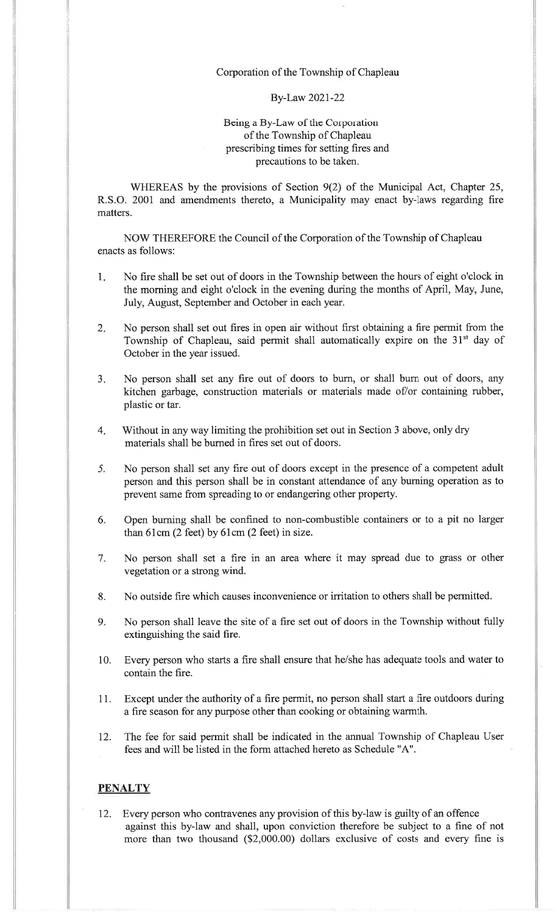Corporation of the Township of Chapleau

By-Law 2021-22

Being a By-Law of the Corporation of the Township of Chapleau prescribing times for setting fires and precautions to be taken.

WHEREAS by the provisions of Section 9(2) of the Municipal Act, Chapter 25, R.S.O. 2001 and amendments thereto, a Municipality may enact by-laws regarding fire matters.

NOW THEREFORE the Council of the Corporation of the Township of Chapleau enacts as follows:

1. No fire shall be set out of doors in the Township between the hours of eight o'clock in the morning and eight o'clock in the evening during the months of April, May, June, July, August, September and October in each year.

2. No person shall set out fires in open air without first obtaining a fire permit from the Township of Chapleau, said permit shall automatically expire on the 31st day of October in the year issued.

3. No person shall set any fire out of doors to burn, or shall burn out of doors, any kitchen garbage, construction materials or materials made of/or containing rubber, plastic or tar.

4. Without in any way limiting the prohibition set out in Section 3 above, only dry materials shall be burned in fires set out of doors.

5. No person shall set any fire out of doors except in the presence of a competent adult person and this person shall be in constant attendance of any burning operation as to prevent same from spreading to or endangering other property.

6. Open burning shall be confined to non-combustible containers or to a pit no larger than 61cm (2 feet) by 61cm (2 feet) in size.

7. No person shall set a fire in an area where it may spread due to grass or other vegetation or a strong wind.

8. No outside fire which causes inconvenience or irritation to others shall be permitted.

9. No person shall leave the site of a fire set out of doors in the Township without fully extinguishing the said fire.

10. Every person who starts a fire shall ensure that he/she has adequate tools and water to contain the fire.

11. Except under the authority of a fire permit, no person shall start a fire outdoors during a fire season for any purpose other than cooking or obtaining warmth.

12. The fee for said permit shall be indicated in the annual Township of Chapleau User fees and will be listed in the form attached hereto as Schedule "A".

**PENALTY**

12. Every person who contravenes any provision of this by-law is guilty of an offence against this by-law and shall, upon conviction therefore be subject to a fine of not more than two thousand ($2,000.00) dollars exclusive of costs and every fine is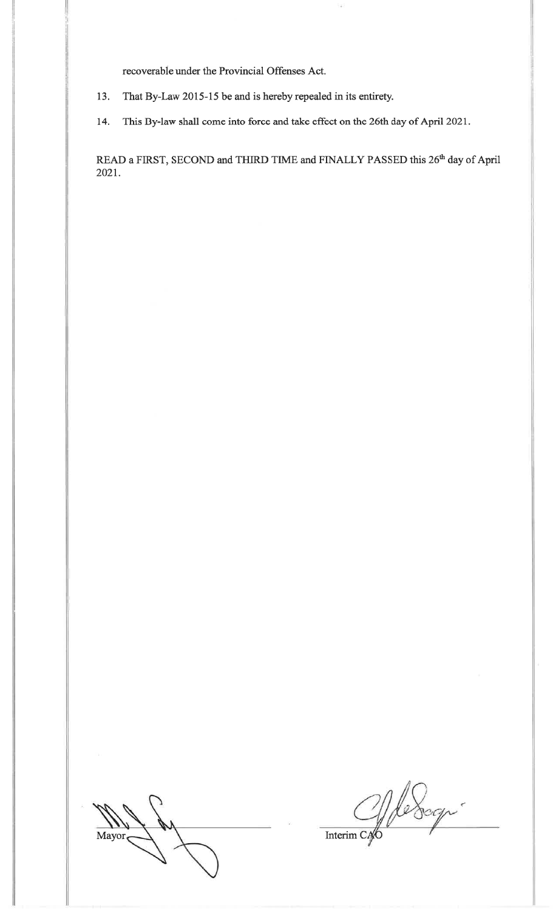recoverable under the Provincial Offenses Act.

13. That By-Law 2015-15 be and is hereby repealed in its entirety.

14. This By-law shall come into force and take effect on the 26th day of April 2021.

READ a FIRST, SECOND and THIRD TIME and FINALLY PASSED this 26th day of April 2021.

Mayor

Interim CAO